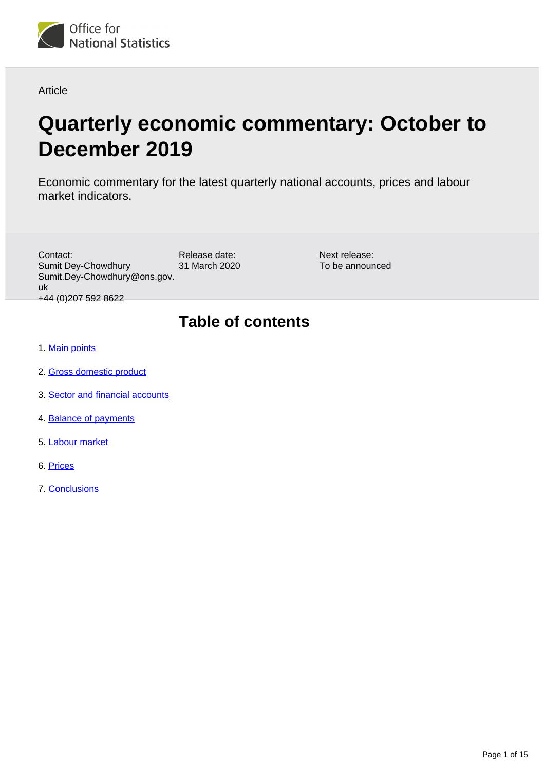Office for National Statistics

Article

# Quarterly economic commentary: October to December 2019

Economic commentary for the latest quarterly national accounts, prices and labour market indicators.

Contact:
Sumit Dey-Chowdhury
Sumit.Dey-Chowdhury@ons.gov.uk
+44 (0)207 592 8622

Release date:
31 March 2020

Next release:
To be announced

## Table of contents

1. Main points
2. Gross domestic product
3. Sector and financial accounts
4. Balance of payments
5. Labour market
6. Prices
7. Conclusions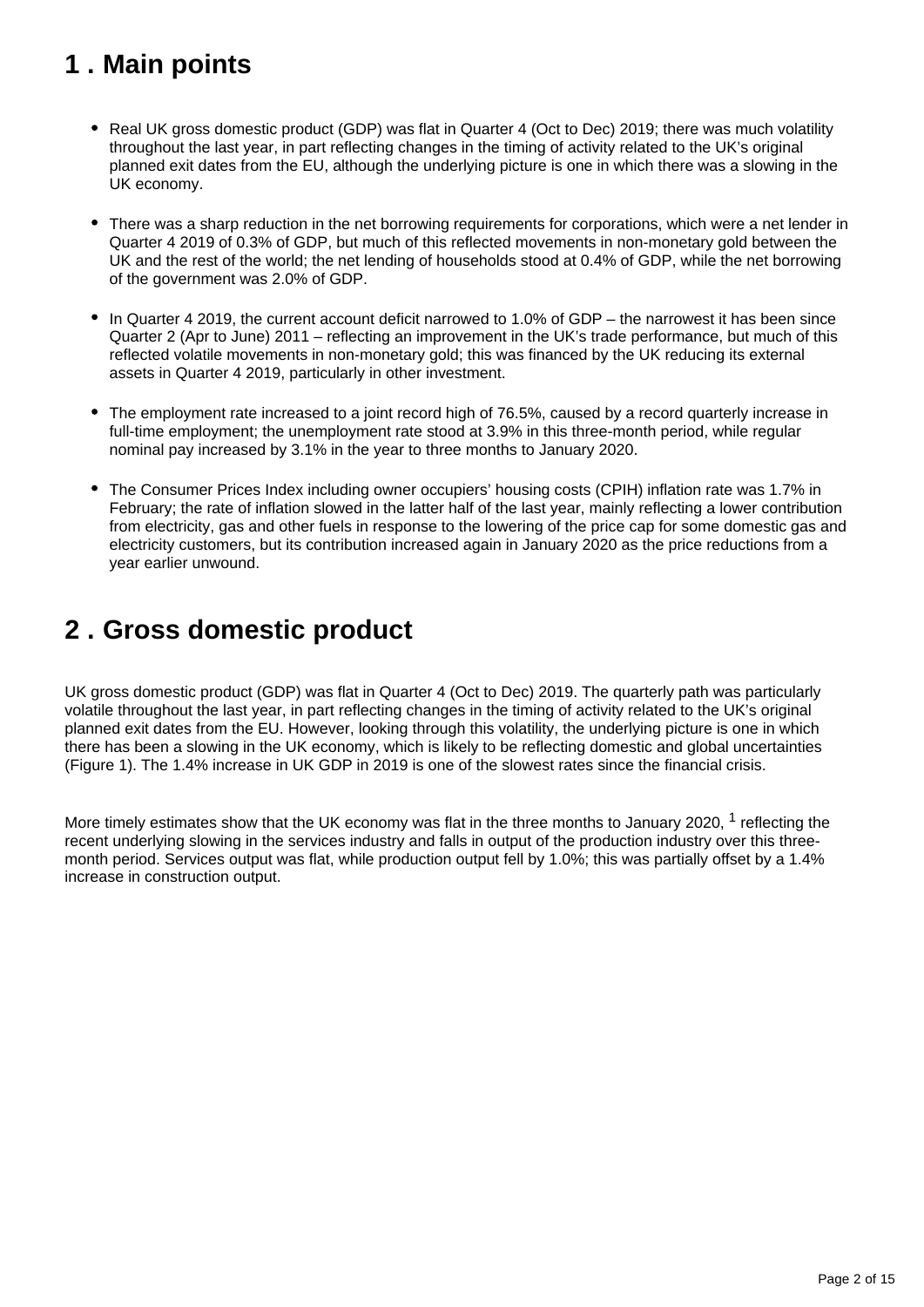## 1 . Main points

- Real UK gross domestic product (GDP) was flat in Quarter 4 (Oct to Dec) 2019; there was much volatility throughout the last year, in part reflecting changes in the timing of activity related to the UK's original planned exit dates from the EU, although the underlying picture is one in which there was a slowing in the UK economy.

- There was a sharp reduction in the net borrowing requirements for corporations, which were a net lender in Quarter 4 2019 of 0.3% of GDP, but much of this reflected movements in non-monetary gold between the UK and the rest of the world; the net lending of households stood at 0.4% of GDP, while the net borrowing of the government was 2.0% of GDP.

- In Quarter 4 2019, the current account deficit narrowed to 1.0% of GDP – the narrowest it has been since Quarter 2 (Apr to June) 2011 – reflecting an improvement in the UK's trade performance, but much of this reflected volatile movements in non-monetary gold; this was financed by the UK reducing its external assets in Quarter 4 2019, particularly in other investment.

- The employment rate increased to a joint record high of 76.5%, caused by a record quarterly increase in full-time employment; the unemployment rate stood at 3.9% in this three-month period, while regular nominal pay increased by 3.1% in the year to three months to January 2020.

- The Consumer Prices Index including owner occupiers' housing costs (CPIH) inflation rate was 1.7% in February; the rate of inflation slowed in the latter half of the last year, mainly reflecting a lower contribution from electricity, gas and other fuels in response to the lowering of the price cap for some domestic gas and electricity customers, but its contribution increased again in January 2020 as the price reductions from a year earlier unwound.

## 2 . Gross domestic product

UK gross domestic product (GDP) was flat in Quarter 4 (Oct to Dec) 2019. The quarterly path was particularly volatile throughout the last year, in part reflecting changes in the timing of activity related to the UK's original planned exit dates from the EU. However, looking through this volatility, the underlying picture is one in which there has been a slowing in the UK economy, which is likely to be reflecting domestic and global uncertainties (Figure 1). The 1.4% increase in UK GDP in 2019 is one of the slowest rates since the financial crisis.

More timely estimates show that the UK economy was flat in the three months to January 2020, [1] reflecting the recent underlying slowing in the services industry and falls in output of the production industry over this three-month period. Services output was flat, while production output fell by 1.0%; this was partially offset by a 1.4% increase in construction output.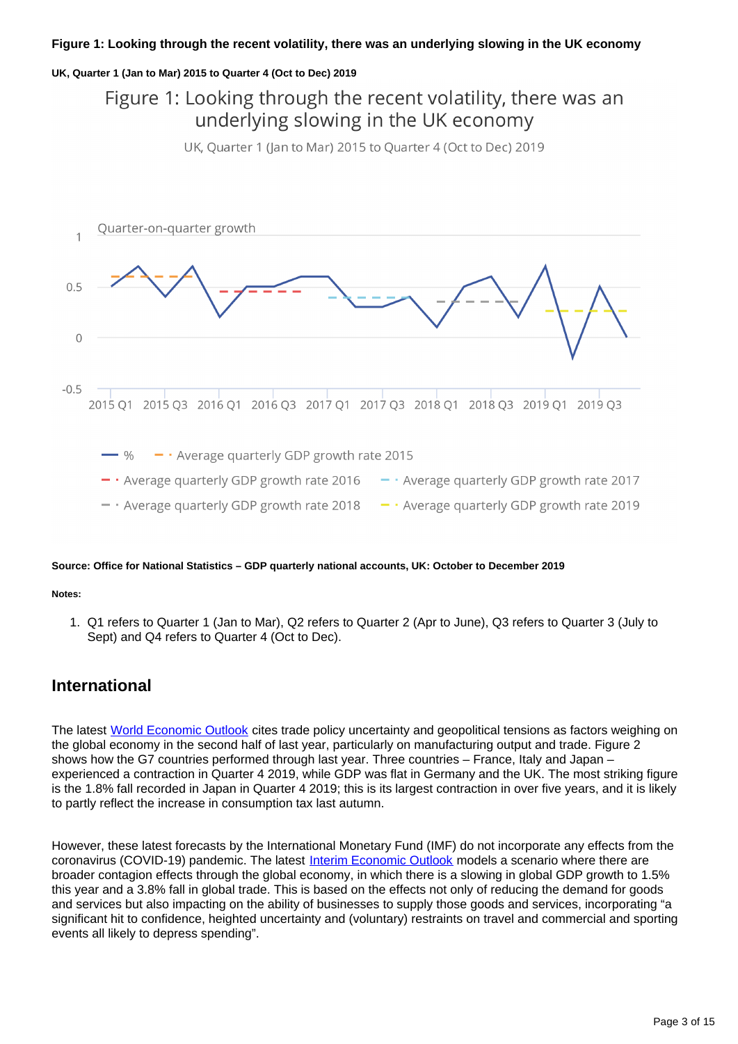**Figure 1: Looking through the recent volatility, there was an underlying slowing in the UK economy**

**UK, Quarter 1 (Jan to Mar) 2015 to Quarter 4 (Oct to Dec) 2019**

**Source: Office for National Statistics – GDP quarterly national accounts, UK: October to December 2019**

**Notes:**

1. Q1 refers to Quarter 1 (Jan to Mar), Q2 refers to Quarter 2 (Apr to June), Q3 refers to Quarter 3 (July to Sept) and Q4 refers to Quarter 4 (Oct to Dec).

## International

The latest World Economic Outlook cites trade policy uncertainty and geopolitical tensions as factors weighing on the global economy in the second half of last year, particularly on manufacturing output and trade. Figure 2 shows how the G7 countries performed through last year. Three countries – France, Italy and Japan – experienced a contraction in Quarter 4 2019, while GDP was flat in Germany and the UK. The most striking figure is the 1.8% fall recorded in Japan in Quarter 4 2019; this is its largest contraction in over five years, and it is likely to partly reflect the increase in consumption tax last autumn.

However, these latest forecasts by the International Monetary Fund (IMF) do not incorporate any effects from the coronavirus (COVID-19) pandemic. The latest Interim Economic Outlook models a scenario where there are broader contagion effects through the global economy, in which there is a slowing in global GDP growth to 1.5% this year and a 3.8% fall in global trade. This is based on the effects not only of reducing the demand for goods and services but also impacting on the ability of businesses to supply those goods and services, incorporating "a significant hit to confidence, heighted uncertainty and (voluntary) restraints on travel and commercial and sporting events all likely to depress spending".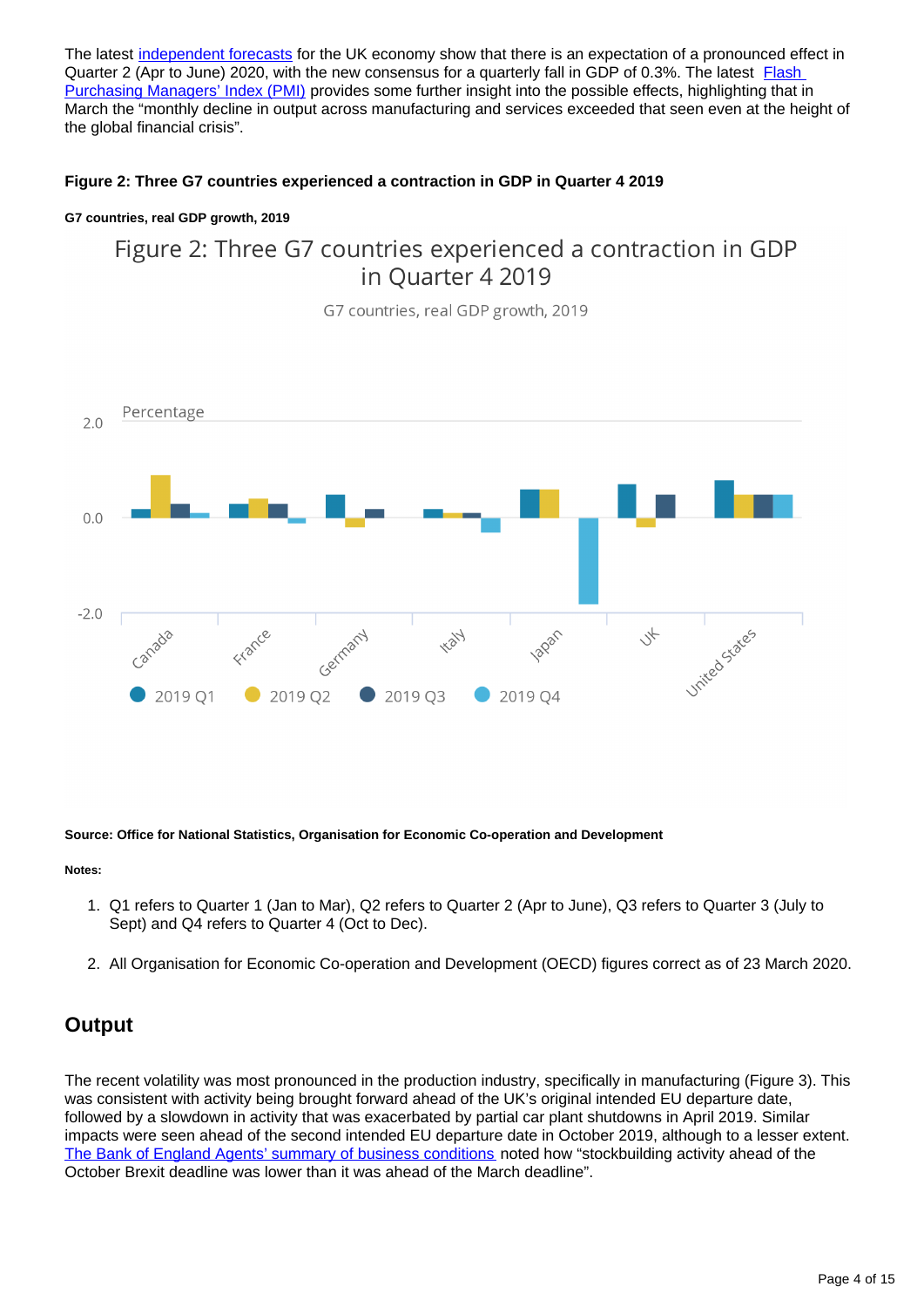The latest [independent forecasts](#) for the UK economy show that there is an expectation of a pronounced effect in Quarter 2 (Apr to June) 2020, with the new consensus for a quarterly fall in GDP of 0.3%. The latest [Flash Purchasing Managers' Index (PMI)](#) provides some further insight into the possible effects, highlighting that in March the "monthly decline in output across manufacturing and services exceeded that seen even at the height of the global financial crisis".

**Figure 2: Three G7 countries experienced a contraction in GDP in Quarter 4 2019**

**G7 countries, real GDP growth, 2019**

**Source: Office for National Statistics, Organisation for Economic Co-operation and Development**

**Notes:**

1. Q1 refers to Quarter 1 (Jan to Mar), Q2 refers to Quarter 2 (Apr to June), Q3 refers to Quarter 3 (July to Sept) and Q4 refers to Quarter 4 (Oct to Dec).
2. All Organisation for Economic Co-operation and Development (OECD) figures correct as of 23 March 2020.

## Output

The recent volatility was most pronounced in the production industry, specifically in manufacturing (Figure 3). This was consistent with activity being brought forward ahead of the UK's original intended EU departure date, followed by a slowdown in activity that was exacerbated by partial car plant shutdowns in April 2019. Similar impacts were seen ahead of the second intended EU departure date in October 2019, although to a lesser extent. [The Bank of England Agents' summary of business conditions](#) noted how "stockbuilding activity ahead of the October Brexit deadline was lower than it was ahead of the March deadline".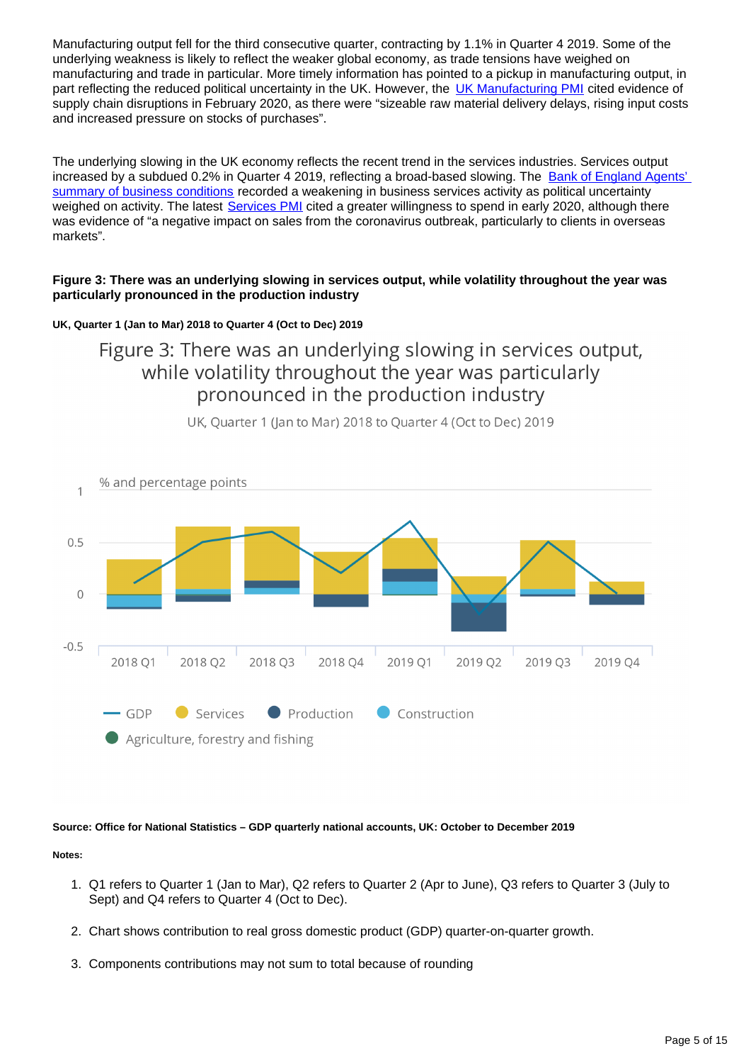Manufacturing output fell for the third consecutive quarter, contracting by 1.1% in Quarter 4 2019. Some of the underlying weakness is likely to reflect the weaker global economy, as trade tensions have weighed on manufacturing and trade in particular. More timely information has pointed to a pickup in manufacturing output, in part reflecting the reduced political uncertainty in the UK. However, the UK Manufacturing PMI cited evidence of supply chain disruptions in February 2020, as there were "sizeable raw material delivery delays, rising input costs and increased pressure on stocks of purchases".

The underlying slowing in the UK economy reflects the recent trend in the services industries. Services output increased by a subdued 0.2% in Quarter 4 2019, reflecting a broad-based slowing. The Bank of England Agents' summary of business conditions recorded a weakening in business services activity as political uncertainty weighed on activity. The latest Services PMI cited a greater willingness to spend in early 2020, although there was evidence of "a negative impact on sales from the coronavirus outbreak, particularly to clients in overseas markets".

**Figure 3: There was an underlying slowing in services output, while volatility throughout the year was particularly pronounced in the production industry**

**UK, Quarter 1 (Jan to Mar) 2018 to Quarter 4 (Oct to Dec) 2019**

Figure 3: There was an underlying slowing in services output, while volatility throughout the year was particularly pronounced in the production industry

UK, Quarter 1 (Jan to Mar) 2018 to Quarter 4 (Oct to Dec) 2019

% and percentage points

GDP, Services, Production, Construction, Agriculture, forestry and fishing

2018 Q1, 2018 Q2, 2018 Q3, 2018 Q4, 2019 Q1, 2019 Q2, 2019 Q3, 2019 Q4

**Source: Office for National Statistics – GDP quarterly national accounts, UK: October to December 2019**

**Notes:**

1. Q1 refers to Quarter 1 (Jan to Mar), Q2 refers to Quarter 2 (Apr to June), Q3 refers to Quarter 3 (July to Sept) and Q4 refers to Quarter 4 (Oct to Dec).
2. Chart shows contribution to real gross domestic product (GDP) quarter-on-quarter growth.
3. Components contributions may not sum to total because of rounding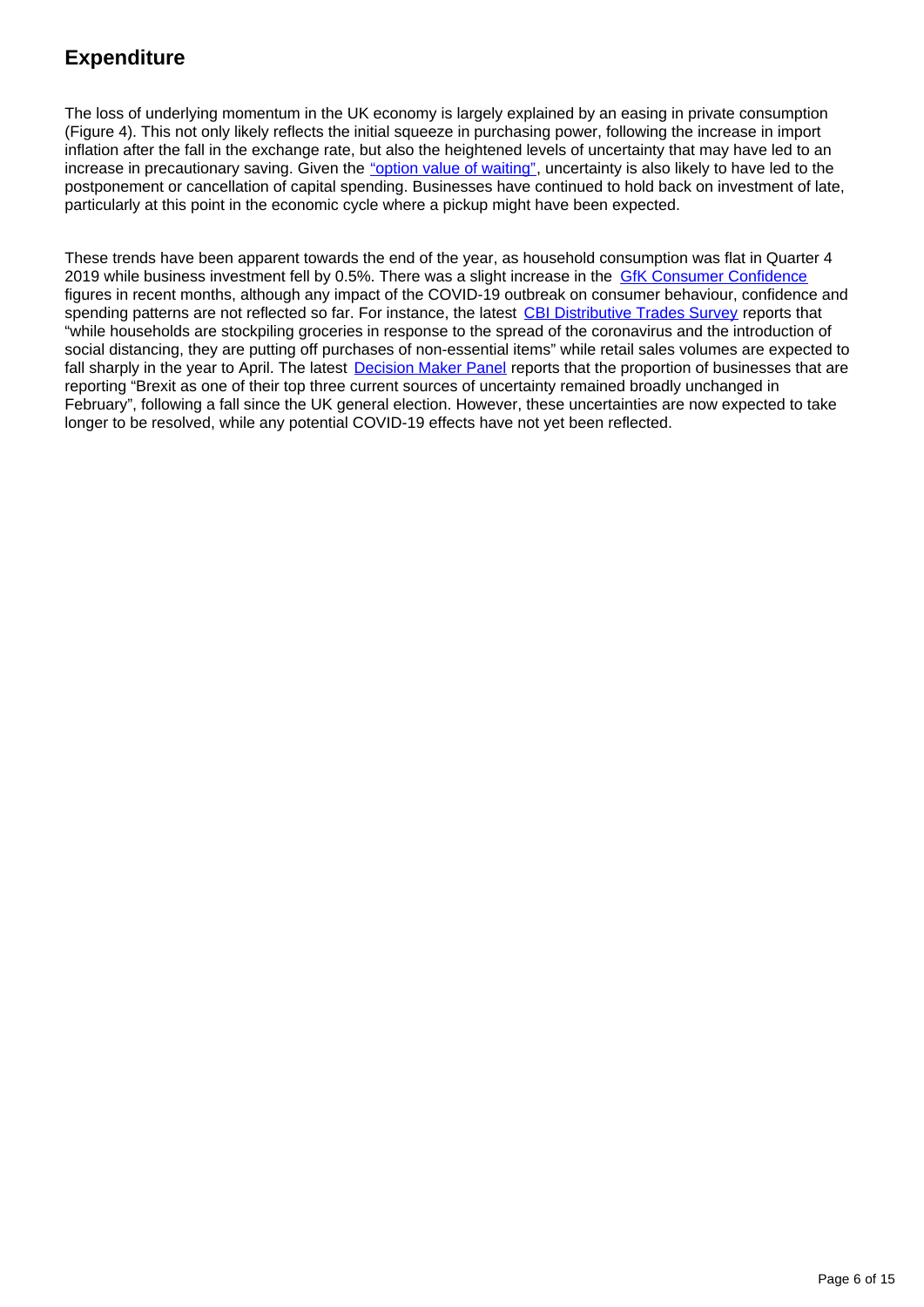## Expenditure

The loss of underlying momentum in the UK economy is largely explained by an easing in private consumption (Figure 4). This not only likely reflects the initial squeeze in purchasing power, following the increase in import inflation after the fall in the exchange rate, but also the heightened levels of uncertainty that may have led to an increase in precautionary saving. Given the "option value of waiting", uncertainty is also likely to have led to the postponement or cancellation of capital spending. Businesses have continued to hold back on investment of late, particularly at this point in the economic cycle where a pickup might have been expected.

These trends have been apparent towards the end of the year, as household consumption was flat in Quarter 4 2019 while business investment fell by 0.5%. There was a slight increase in the GfK Consumer Confidence figures in recent months, although any impact of the COVID-19 outbreak on consumer behaviour, confidence and spending patterns are not reflected so far. For instance, the latest CBI Distributive Trades Survey reports that "while households are stockpiling groceries in response to the spread of the coronavirus and the introduction of social distancing, they are putting off purchases of non-essential items" while retail sales volumes are expected to fall sharply in the year to April. The latest Decision Maker Panel reports that the proportion of businesses that are reporting "Brexit as one of their top three current sources of uncertainty remained broadly unchanged in February", following a fall since the UK general election. However, these uncertainties are now expected to take longer to be resolved, while any potential COVID-19 effects have not yet been reflected.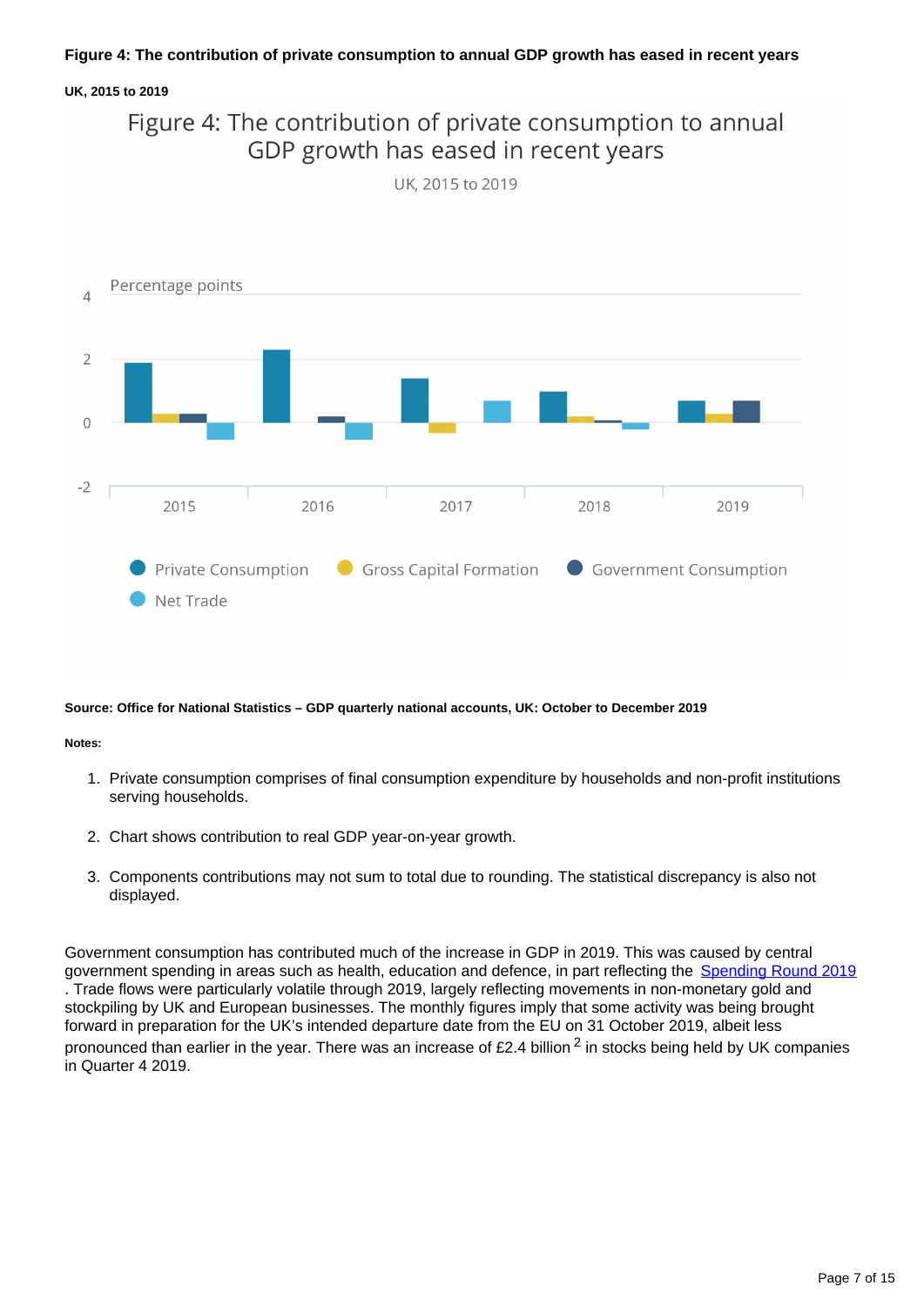**Figure 4: The contribution of private consumption to annual GDP growth has eased in recent years**

**UK, 2015 to 2019**

**Source: Office for National Statistics – GDP quarterly national accounts, UK: October to December 2019**

**Notes:**

1. Private consumption comprises of final consumption expenditure by households and non-profit institutions serving households.
2. Chart shows contribution to real GDP year-on-year growth.
3. Components contributions may not sum to total due to rounding. The statistical discrepancy is also not displayed.

Government consumption has contributed much of the increase in GDP in 2019. This was caused by central government spending in areas such as health, education and defence, in part reflecting the Spending Round 2019. Trade flows were particularly volatile through 2019, largely reflecting movements in non-monetary gold and stockpiling by UK and European businesses. The monthly figures imply that some activity was being brought forward in preparation for the UK's intended departure date from the EU on 31 October 2019, albeit less pronounced than earlier in the year. There was an increase of £2.4 billion [2] in stocks being held by UK companies in Quarter 4 2019.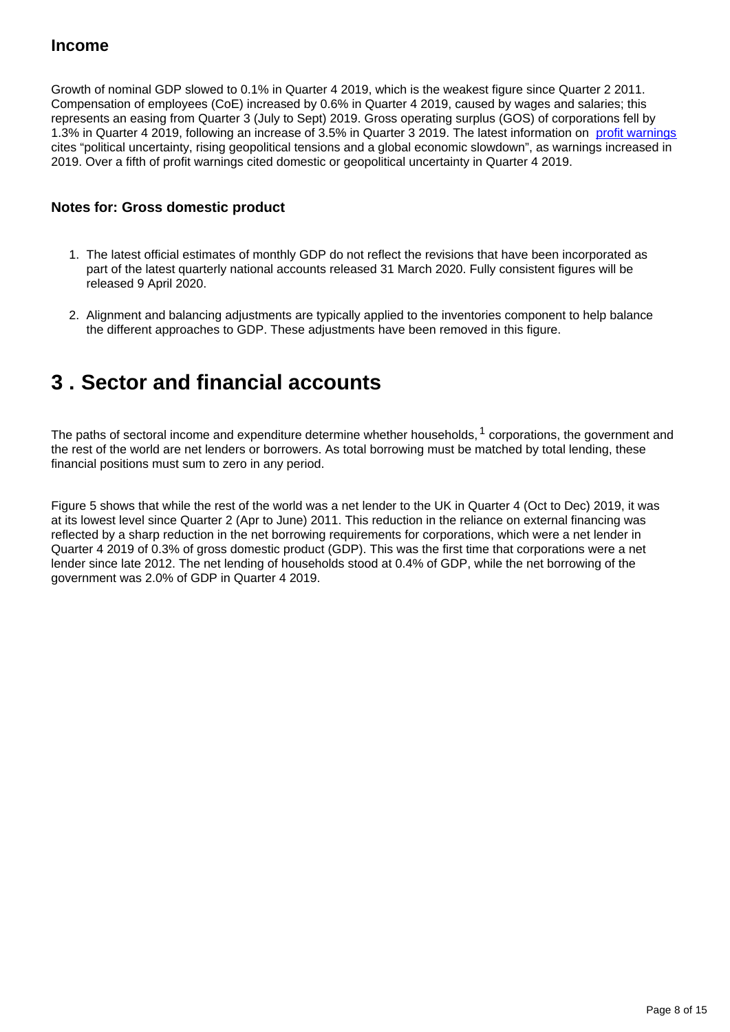### Income

Growth of nominal GDP slowed to 0.1% in Quarter 4 2019, which is the weakest figure since Quarter 2 2011. Compensation of employees (CoE) increased by 0.6% in Quarter 4 2019, caused by wages and salaries; this represents an easing from Quarter 3 (July to Sept) 2019. Gross operating surplus (GOS) of corporations fell by 1.3% in Quarter 4 2019, following an increase of 3.5% in Quarter 3 2019. The latest information on profit warnings cites "political uncertainty, rising geopolitical tensions and a global economic slowdown", as warnings increased in 2019. Over a fifth of profit warnings cited domestic or geopolitical uncertainty in Quarter 4 2019.

#### Notes for: Gross domestic product

1. The latest official estimates of monthly GDP do not reflect the revisions that have been incorporated as part of the latest quarterly national accounts released 31 March 2020. Fully consistent figures will be released 9 April 2020.
2. Alignment and balancing adjustments are typically applied to the inventories component to help balance the different approaches to GDP. These adjustments have been removed in this figure.

## 3 . Sector and financial accounts

The paths of sectoral income and expenditure determine whether households,[1] corporations, the government and the rest of the world are net lenders or borrowers. As total borrowing must be matched by total lending, these financial positions must sum to zero in any period.

Figure 5 shows that while the rest of the world was a net lender to the UK in Quarter 4 (Oct to Dec) 2019, it was at its lowest level since Quarter 2 (Apr to June) 2011. This reduction in the reliance on external financing was reflected by a sharp reduction in the net borrowing requirements for corporations, which were a net lender in Quarter 4 2019 of 0.3% of gross domestic product (GDP). This was the first time that corporations were a net lender since late 2012. The net lending of households stood at 0.4% of GDP, while the net borrowing of the government was 2.0% of GDP in Quarter 4 2019.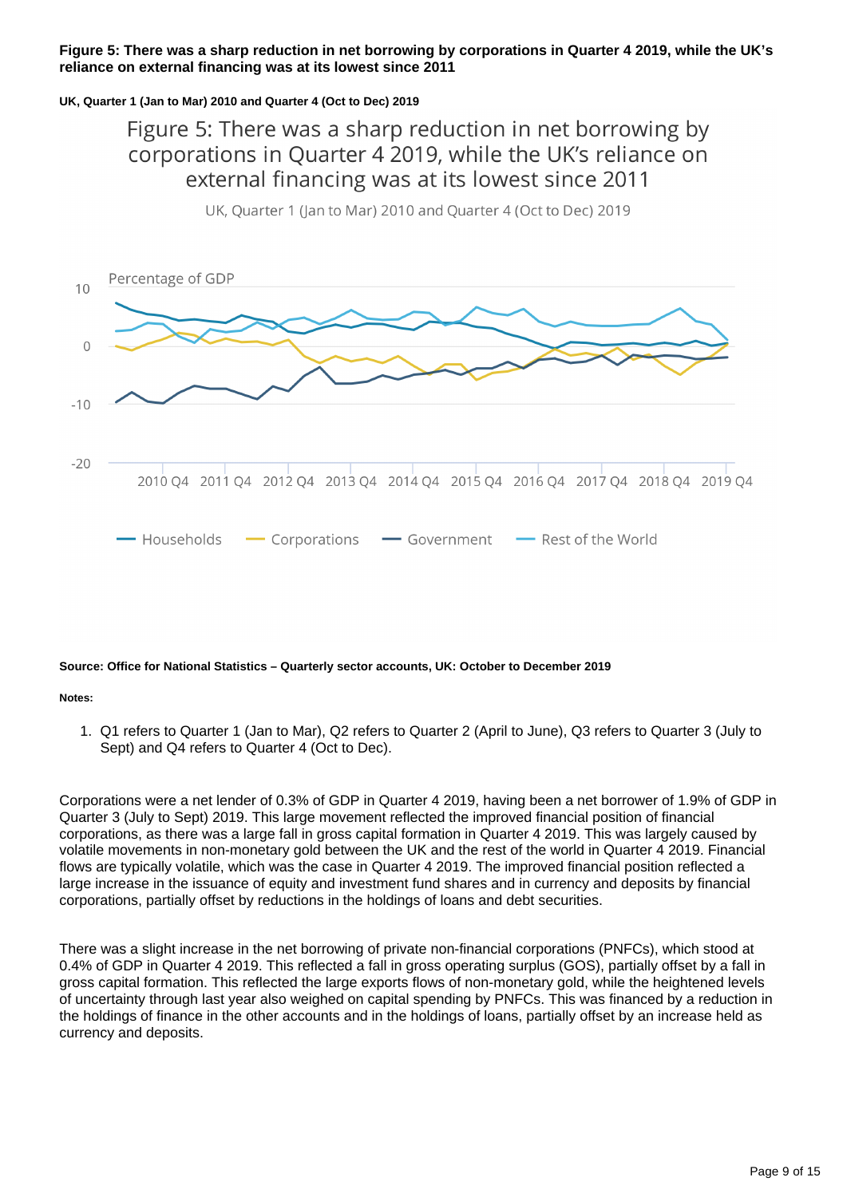**Figure 5: There was a sharp reduction in net borrowing by corporations in Quarter 4 2019, while the UK's reliance on external financing was at its lowest since 2011**

**UK, Quarter 1 (Jan to Mar) 2010 and Quarter 4 (Oct to Dec) 2019**

Figure 5: There was a sharp reduction in net borrowing by corporations in Quarter 4 2019, while the UK's reliance on external financing was at its lowest since 2011

UK, Quarter 1 (Jan to Mar) 2010 and Quarter 4 (Oct to Dec) 2019

Percentage of GDP

10

0

-10

-20

2010 Q4 2011 Q4 2012 Q4 2013 Q4 2014 Q4 2015 Q4 2016 Q4 2017 Q4 2018 Q4 2019 Q4

Households Corporations Government Rest of the World

**Source: Office for National Statistics – Quarterly sector accounts, UK: October to December 2019**

**Notes:**

1. Q1 refers to Quarter 1 (Jan to Mar), Q2 refers to Quarter 2 (April to June), Q3 refers to Quarter 3 (July to Sept) and Q4 refers to Quarter 4 (Oct to Dec).

Corporations were a net lender of 0.3% of GDP in Quarter 4 2019, having been a net borrower of 1.9% of GDP in Quarter 3 (July to Sept) 2019. This large movement reflected the improved financial position of financial corporations, as there was a large fall in gross capital formation in Quarter 4 2019. This was largely caused by volatile movements in non-monetary gold between the UK and the rest of the world in Quarter 4 2019. Financial flows are typically volatile, which was the case in Quarter 4 2019. The improved financial position reflected a large increase in the issuance of equity and investment fund shares and in currency and deposits by financial corporations, partially offset by reductions in the holdings of loans and debt securities.

There was a slight increase in the net borrowing of private non-financial corporations (PNFCs), which stood at 0.4% of GDP in Quarter 4 2019. This reflected a fall in gross operating surplus (GOS), partially offset by a fall in gross capital formation. This reflected the large exports flows of non-monetary gold, while the heightened levels of uncertainty through last year also weighed on capital spending by PNFCs. This was financed by a reduction in the holdings of finance in the other accounts and in the holdings of loans, partially offset by an increase held as currency and deposits.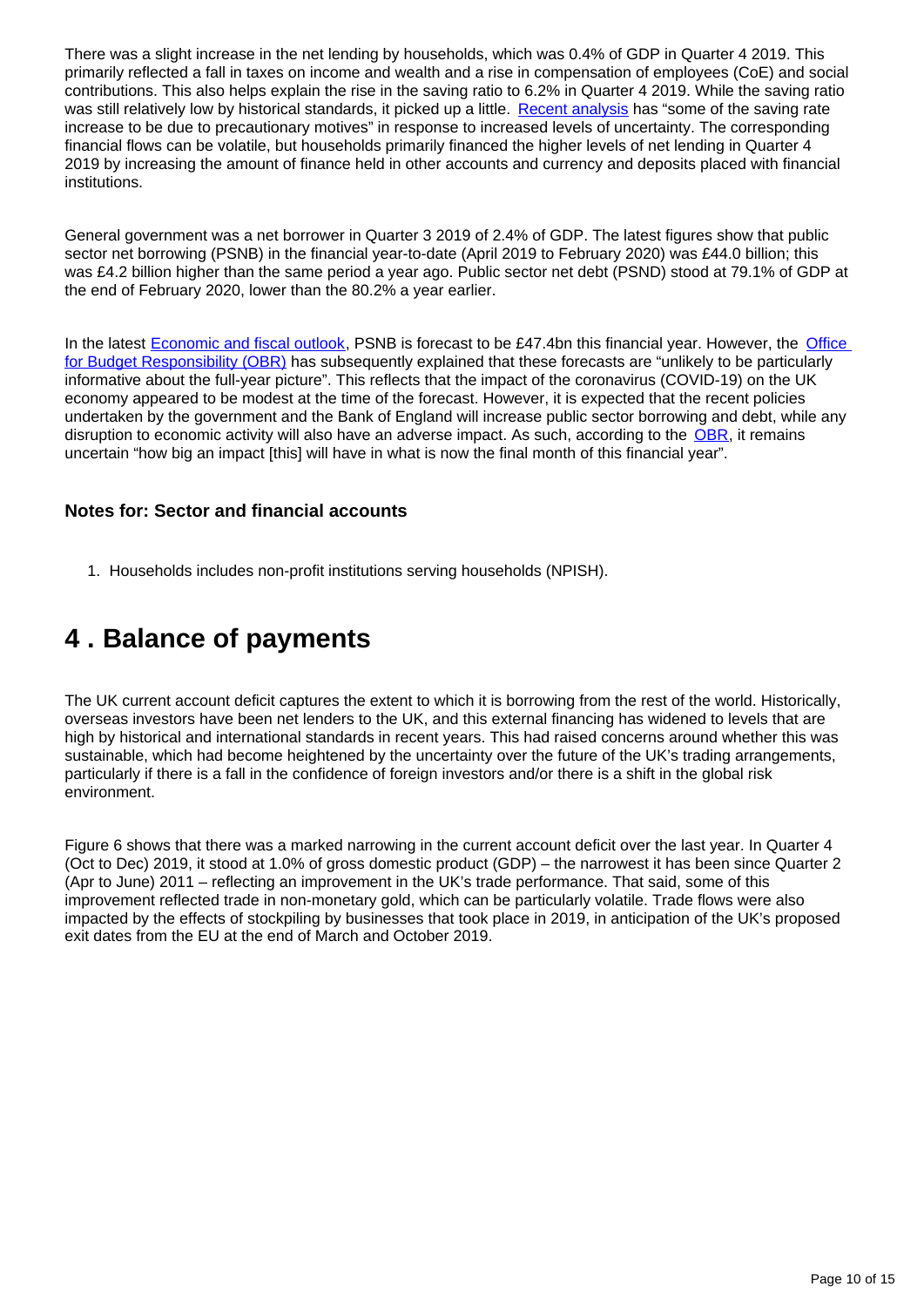There was a slight increase in the net lending by households, which was 0.4% of GDP in Quarter 4 2019. This primarily reflected a fall in taxes on income and wealth and a rise in compensation of employees (CoE) and social contributions. This also helps explain the rise in the saving ratio to 6.2% in Quarter 4 2019. While the saving ratio was still relatively low by historical standards, it picked up a little. Recent analysis has "some of the saving rate increase to be due to precautionary motives" in response to increased levels of uncertainty. The corresponding financial flows can be volatile, but households primarily financed the higher levels of net lending in Quarter 4 2019 by increasing the amount of finance held in other accounts and currency and deposits placed with financial institutions.

General government was a net borrower in Quarter 3 2019 of 2.4% of GDP. The latest figures show that public sector net borrowing (PSNB) in the financial year-to-date (April 2019 to February 2020) was £44.0 billion; this was £4.2 billion higher than the same period a year ago. Public sector net debt (PSND) stood at 79.1% of GDP at the end of February 2020, lower than the 80.2% a year earlier.

In the latest Economic and fiscal outlook, PSNB is forecast to be £47.4bn this financial year. However, the Office for Budget Responsibility (OBR) has subsequently explained that these forecasts are "unlikely to be particularly informative about the full-year picture". This reflects that the impact of the coronavirus (COVID-19) on the UK economy appeared to be modest at the time of the forecast. However, it is expected that the recent policies undertaken by the government and the Bank of England will increase public sector borrowing and debt, while any disruption to economic activity will also have an adverse impact. As such, according to the OBR, it remains uncertain "how big an impact [this] will have in what is now the final month of this financial year".

### Notes for: Sector and financial accounts

1. Households includes non-profit institutions serving households (NPISH).

## 4 . Balance of payments

The UK current account deficit captures the extent to which it is borrowing from the rest of the world. Historically, overseas investors have been net lenders to the UK, and this external financing has widened to levels that are high by historical and international standards in recent years. This had raised concerns around whether this was sustainable, which had become heightened by the uncertainty over the future of the UK's trading arrangements, particularly if there is a fall in the confidence of foreign investors and/or there is a shift in the global risk environment.

Figure 6 shows that there was a marked narrowing in the current account deficit over the last year. In Quarter 4 (Oct to Dec) 2019, it stood at 1.0% of gross domestic product (GDP) – the narrowest it has been since Quarter 2 (Apr to June) 2011 – reflecting an improvement in the UK's trade performance. That said, some of this improvement reflected trade in non-monetary gold, which can be particularly volatile. Trade flows were also impacted by the effects of stockpiling by businesses that took place in 2019, in anticipation of the UK's proposed exit dates from the EU at the end of March and October 2019.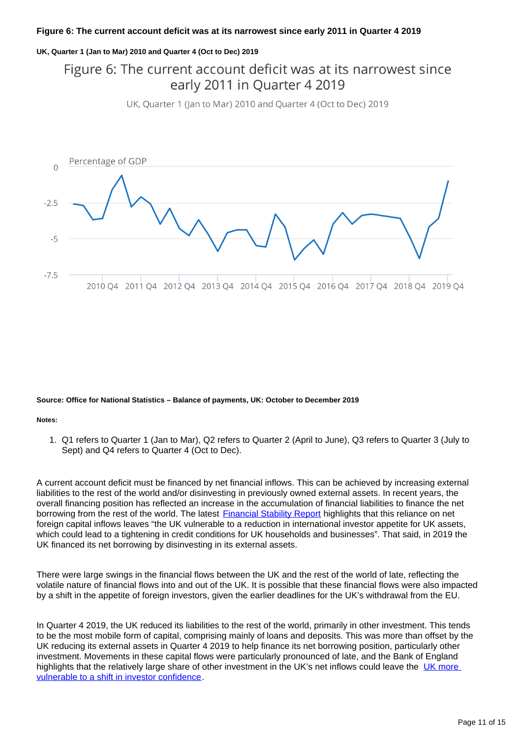**Figure 6: The current account deficit was at its narrowest since early 2011 in Quarter 4 2019**

**UK, Quarter 1 (Jan to Mar) 2010 and Quarter 4 (Oct to Dec) 2019**

**Source: Office for National Statistics – Balance of payments, UK: October to December 2019**

**Notes:**

1. Q1 refers to Quarter 1 (Jan to Mar), Q2 refers to Quarter 2 (April to June), Q3 refers to Quarter 3 (July to Sept) and Q4 refers to Quarter 4 (Oct to Dec).

A current account deficit must be financed by net financial inflows. This can be achieved by increasing external liabilities to the rest of the world and/or disinvesting in previously owned external assets. In recent years, the overall financing position has reflected an increase in the accumulation of financial liabilities to finance the net borrowing from the rest of the world. The latest [Financial Stability Report](#) highlights that this reliance on net foreign capital inflows leaves "the UK vulnerable to a reduction in international investor appetite for UK assets, which could lead to a tightening in credit conditions for UK households and businesses". That said, in 2019 the UK financed its net borrowing by disinvesting in its external assets.

There were large swings in the financial flows between the UK and the rest of the world of late, reflecting the volatile nature of financial flows into and out of the UK. It is possible that these financial flows were also impacted by a shift in the appetite of foreign investors, given the earlier deadlines for the UK's withdrawal from the EU.

In Quarter 4 2019, the UK reduced its liabilities to the rest of the world, primarily in other investment. This tends to be the most mobile form of capital, comprising mainly of loans and deposits. This was more than offset by the UK reducing its external assets in Quarter 4 2019 to help finance its net borrowing position, particularly other investment. Movements in these capital flows were particularly pronounced of late, and the Bank of England highlights that the relatively large share of other investment in the UK's net inflows could leave the [UK more vulnerable to a shift in investor confidence](#).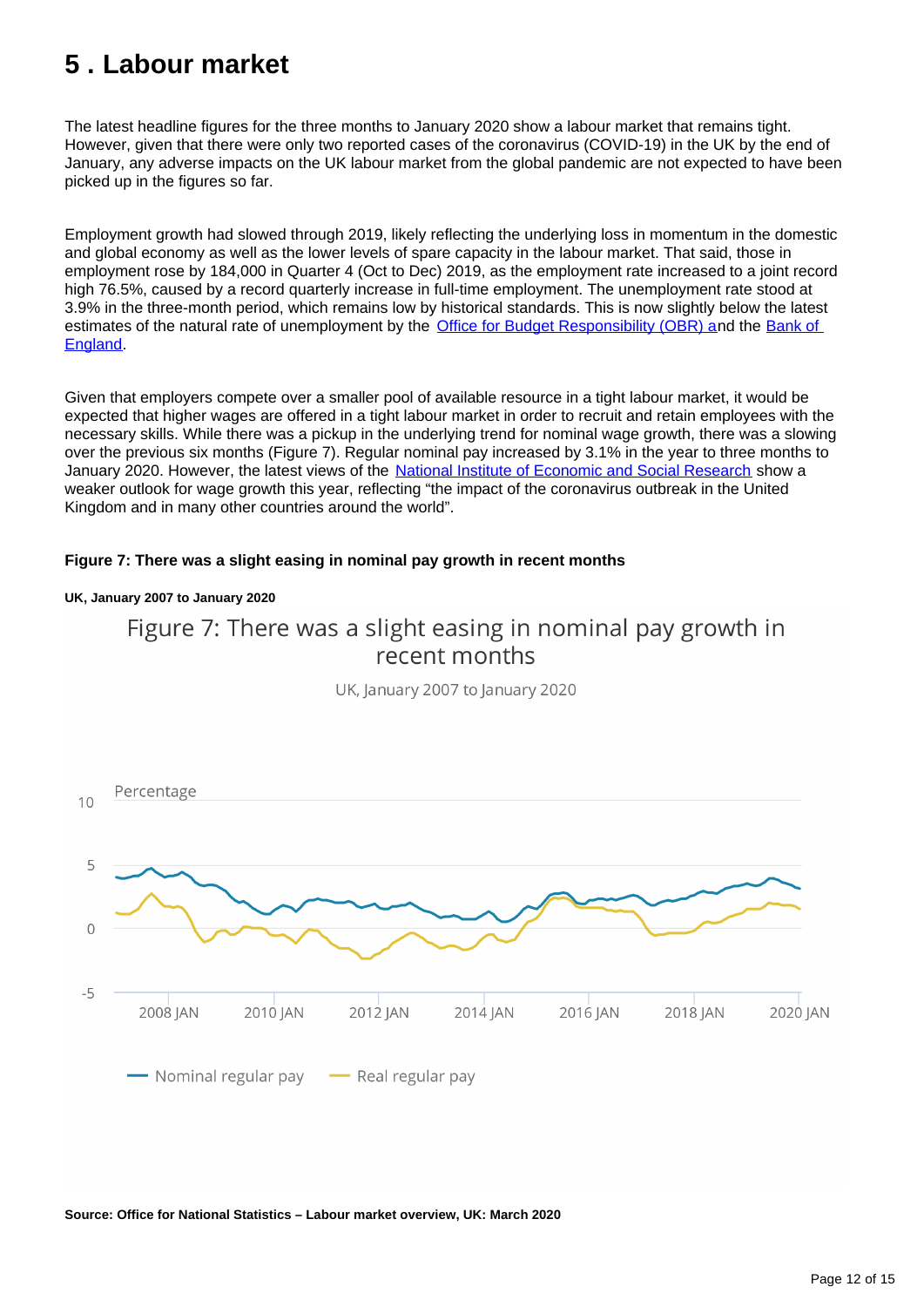## 5 . Labour market

The latest headline figures for the three months to January 2020 show a labour market that remains tight. However, given that there were only two reported cases of the coronavirus (COVID-19) in the UK by the end of January, any adverse impacts on the UK labour market from the global pandemic are not expected to have been picked up in the figures so far.

Employment growth had slowed through 2019, likely reflecting the underlying loss in momentum in the domestic and global economy as well as the lower levels of spare capacity in the labour market. That said, those in employment rose by 184,000 in Quarter 4 (Oct to Dec) 2019, as the employment rate increased to a joint record high 76.5%, caused by a record quarterly increase in full-time employment. The unemployment rate stood at 3.9% in the three-month period, which remains low by historical standards. This is now slightly below the latest estimates of the natural rate of unemployment by the Office for Budget Responsibility (OBR) and the Bank of England.

Given that employers compete over a smaller pool of available resource in a tight labour market, it would be expected that higher wages are offered in a tight labour market in order to recruit and retain employees with the necessary skills. While there was a pickup in the underlying trend for nominal wage growth, there was a slowing over the previous six months (Figure 7). Regular nominal pay increased by 3.1% in the year to three months to January 2020. However, the latest views of the National Institute of Economic and Social Research show a weaker outlook for wage growth this year, reflecting "the impact of the coronavirus outbreak in the United Kingdom and in many other countries around the world".

**Figure 7: There was a slight easing in nominal pay growth in recent months**

**UK, January 2007 to January 2020**

Figure 7: There was a slight easing in nominal pay growth in recent months

UK, January 2007 to January 2020

Percentage

Nominal regular pay — Real regular pay

**Source: Office for National Statistics – Labour market overview, UK: March 2020**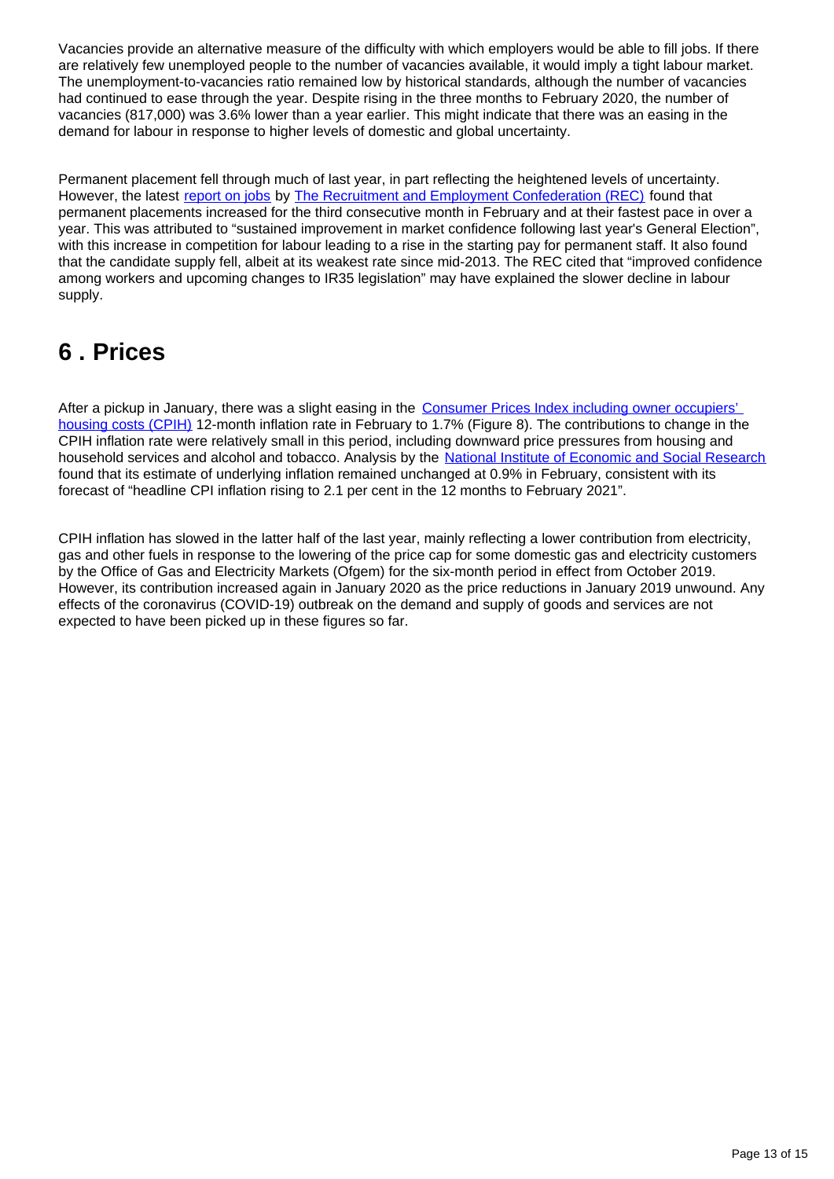Vacancies provide an alternative measure of the difficulty with which employers would be able to fill jobs. If there are relatively few unemployed people to the number of vacancies available, it would imply a tight labour market. The unemployment-to-vacancies ratio remained low by historical standards, although the number of vacancies had continued to ease through the year. Despite rising in the three months to February 2020, the number of vacancies (817,000) was 3.6% lower than a year earlier. This might indicate that there was an easing in the demand for labour in response to higher levels of domestic and global uncertainty.

Permanent placement fell through much of last year, in part reflecting the heightened levels of uncertainty. However, the latest report on jobs by The Recruitment and Employment Confederation (REC) found that permanent placements increased for the third consecutive month in February and at their fastest pace in over a year. This was attributed to "sustained improvement in market confidence following last year's General Election", with this increase in competition for labour leading to a rise in the starting pay for permanent staff. It also found that the candidate supply fell, albeit at its weakest rate since mid-2013. The REC cited that "improved confidence among workers and upcoming changes to IR35 legislation" may have explained the slower decline in labour supply.

## 6 . Prices

After a pickup in January, there was a slight easing in the Consumer Prices Index including owner occupiers' housing costs (CPIH) 12-month inflation rate in February to 1.7% (Figure 8). The contributions to change in the CPIH inflation rate were relatively small in this period, including downward price pressures from housing and household services and alcohol and tobacco. Analysis by the National Institute of Economic and Social Research found that its estimate of underlying inflation remained unchanged at 0.9% in February, consistent with its forecast of "headline CPI inflation rising to 2.1 per cent in the 12 months to February 2021".

CPIH inflation has slowed in the latter half of the last year, mainly reflecting a lower contribution from electricity, gas and other fuels in response to the lowering of the price cap for some domestic gas and electricity customers by the Office of Gas and Electricity Markets (Ofgem) for the six-month period in effect from October 2019. However, its contribution increased again in January 2020 as the price reductions in January 2019 unwound. Any effects of the coronavirus (COVID-19) outbreak on the demand and supply of goods and services are not expected to have been picked up in these figures so far.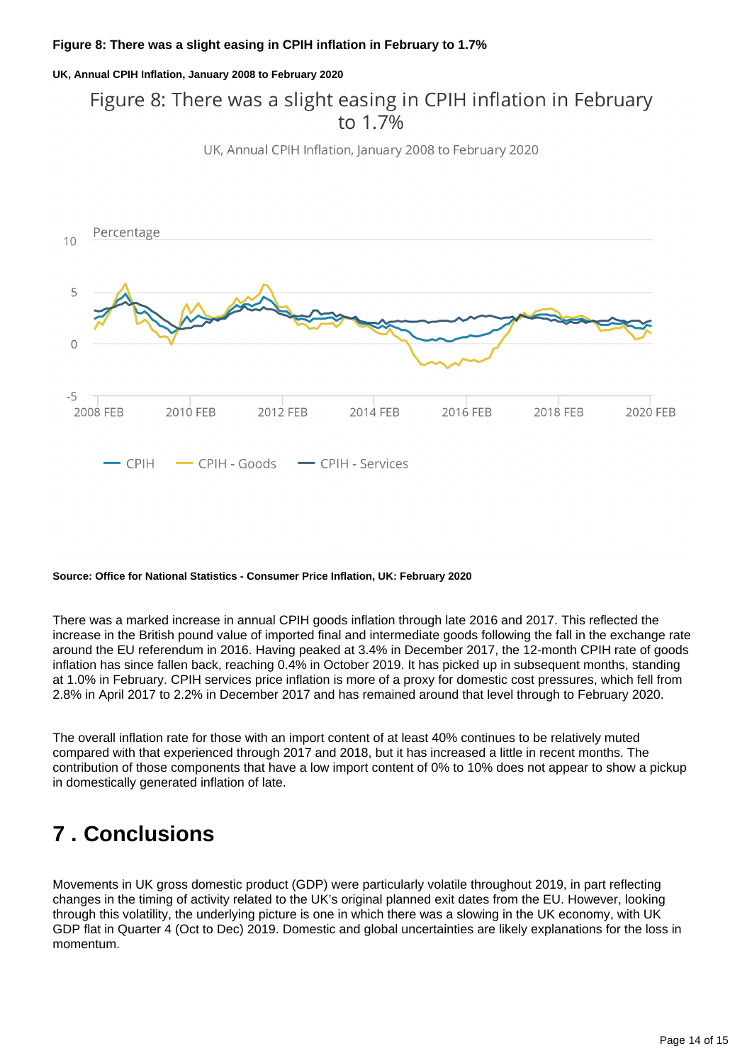**Figure 8: There was a slight easing in CPIH inflation in February to 1.7%**

**UK, Annual CPIH Inflation, January 2008 to February 2020**

**Source: Office for National Statistics - Consumer Price Inflation, UK: February 2020**

There was a marked increase in annual CPIH goods inflation through late 2016 and 2017. This reflected the increase in the British pound value of imported final and intermediate goods following the fall in the exchange rate around the EU referendum in 2016. Having peaked at 3.4% in December 2017, the 12-month CPIH rate of goods inflation has since fallen back, reaching 0.4% in October 2019. It has picked up in subsequent months, standing at 1.0% in February. CPIH services price inflation is more of a proxy for domestic cost pressures, which fell from 2.8% in April 2017 to 2.2% in December 2017 and has remained around that level through to February 2020.

The overall inflation rate for those with an import content of at least 40% continues to be relatively muted compared with that experienced through 2017 and 2018, but it has increased a little in recent months. The contribution of those components that have a low import content of 0% to 10% does not appear to show a pickup in domestically generated inflation of late.

# 7 . Conclusions

Movements in UK gross domestic product (GDP) were particularly volatile throughout 2019, in part reflecting changes in the timing of activity related to the UK's original planned exit dates from the EU. However, looking through this volatility, the underlying picture is one in which there was a slowing in the UK economy, with UK GDP flat in Quarter 4 (Oct to Dec) 2019. Domestic and global uncertainties are likely explanations for the loss in momentum.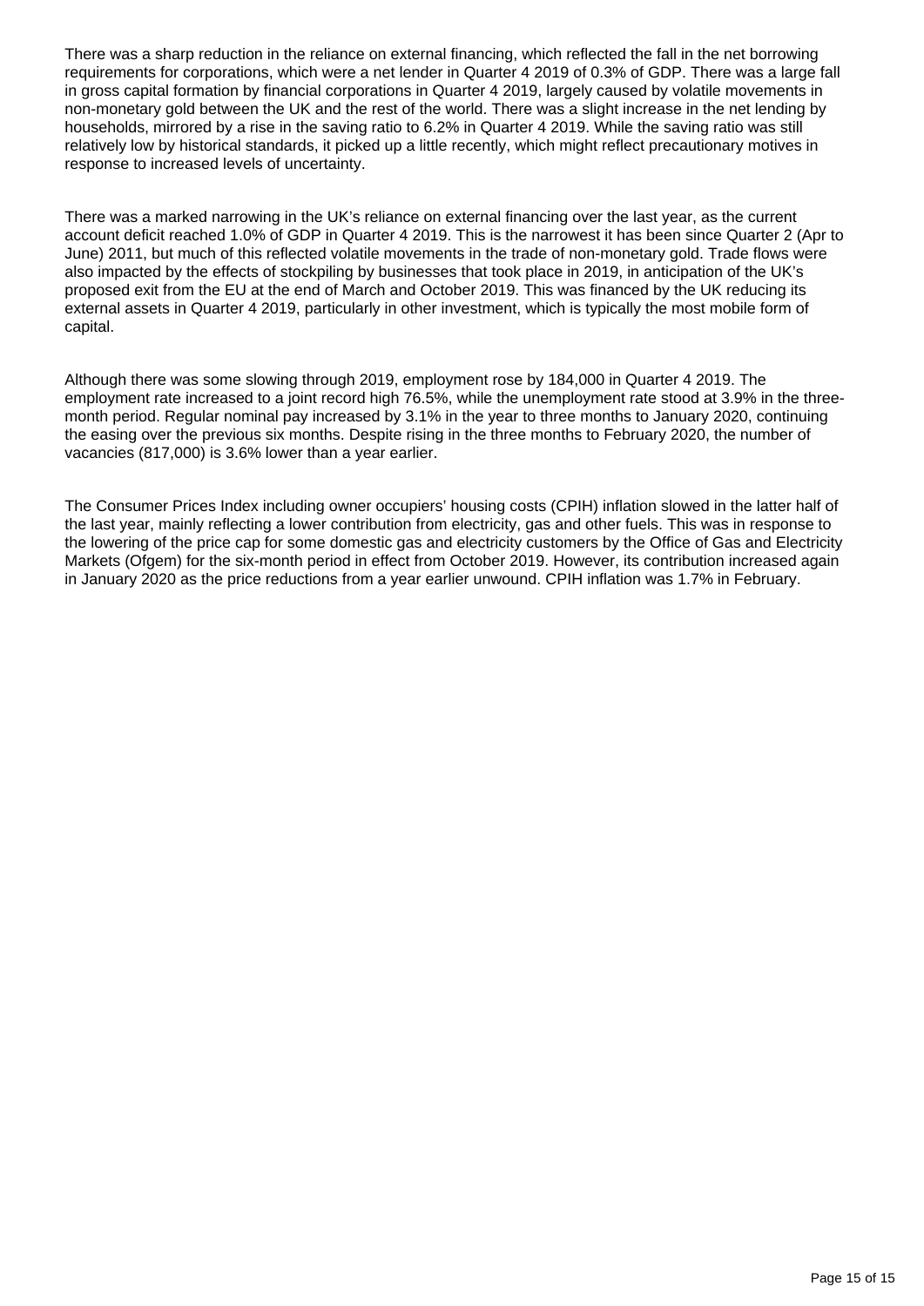There was a sharp reduction in the reliance on external financing, which reflected the fall in the net borrowing requirements for corporations, which were a net lender in Quarter 4 2019 of 0.3% of GDP. There was a large fall in gross capital formation by financial corporations in Quarter 4 2019, largely caused by volatile movements in non-monetary gold between the UK and the rest of the world. There was a slight increase in the net lending by households, mirrored by a rise in the saving ratio to 6.2% in Quarter 4 2019. While the saving ratio was still relatively low by historical standards, it picked up a little recently, which might reflect precautionary motives in response to increased levels of uncertainty.

There was a marked narrowing in the UK's reliance on external financing over the last year, as the current account deficit reached 1.0% of GDP in Quarter 4 2019. This is the narrowest it has been since Quarter 2 (Apr to June) 2011, but much of this reflected volatile movements in the trade of non-monetary gold. Trade flows were also impacted by the effects of stockpiling by businesses that took place in 2019, in anticipation of the UK's proposed exit from the EU at the end of March and October 2019. This was financed by the UK reducing its external assets in Quarter 4 2019, particularly in other investment, which is typically the most mobile form of capital.

Although there was some slowing through 2019, employment rose by 184,000 in Quarter 4 2019. The employment rate increased to a joint record high 76.5%, while the unemployment rate stood at 3.9% in the three-month period. Regular nominal pay increased by 3.1% in the year to three months to January 2020, continuing the easing over the previous six months. Despite rising in the three months to February 2020, the number of vacancies (817,000) is 3.6% lower than a year earlier.

The Consumer Prices Index including owner occupiers' housing costs (CPIH) inflation slowed in the latter half of the last year, mainly reflecting a lower contribution from electricity, gas and other fuels. This was in response to the lowering of the price cap for some domestic gas and electricity customers by the Office of Gas and Electricity Markets (Ofgem) for the six-month period in effect from October 2019. However, its contribution increased again in January 2020 as the price reductions from a year earlier unwound. CPIH inflation was 1.7% in February.